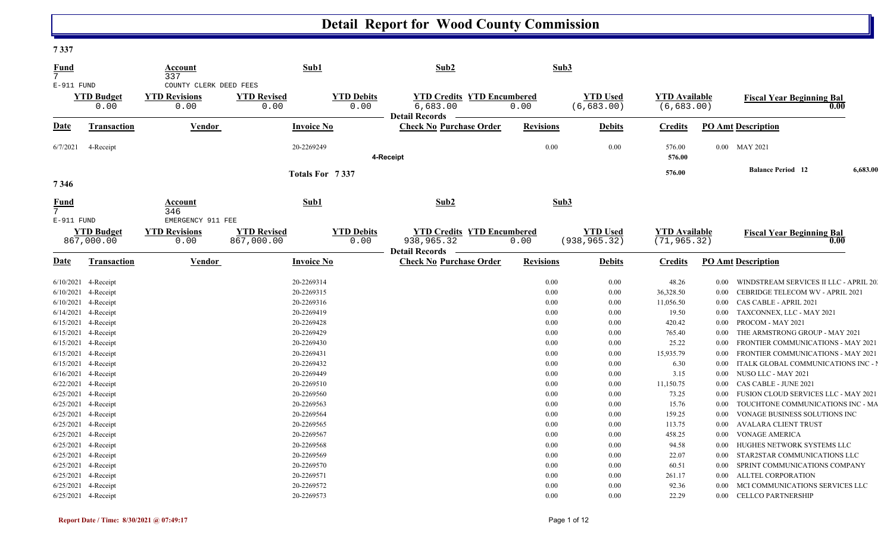# Detail Report for Wood County Commission

**7 337**

| Fund | Account | Sub1 | Sub2 | Sub3 |
|---|---|---|---|---|
| 7 | 337 | | | |
| E-911 FUND | COUNTY CLERK DEED FEES | | | |

| YTD Budget | YTD Revisions | YTD Revised | YTD Debits | YTD Credits | YTD Encumbered | YTD Used | YTD Available | Fiscal Year Beginning Bal |
|---|---|---|---|---|---|---|---|---|
| 0.00 | 0.00 | 0.00 | 0.00 | 6,683.00 | 0.00 | (6,683.00) | (6,683.00) | 0.00 |

**Detail Records**

| Date | Transaction | Vendor | Invoice No | Check No | Purchase Order | Revisions | Debits | Credits | PO Amt | Description |
|---|---|---|---|---|---|---|---|---|---|---|
| 6/7/2021 | 4-Receipt | | 20-2269249 | | | 0.00 | 0.00 | 576.00 | 0.00 | MAY 2021 |
| | | | | 4-Receipt | | | | 576.00 | | |
| | | | Totals For 7 337 | | | | | 576.00 | | Balance Period 12 6,683.00 |

**7 346**

| Fund | Account | Sub1 | Sub2 | Sub3 |
|---|---|---|---|---|
| 7 | 346 | | | |
| E-911 FUND | EMERGENCY 911 FEE | | | |

| YTD Budget | YTD Revisions | YTD Revised | YTD Debits | YTD Credits | YTD Encumbered | YTD Used | YTD Available | Fiscal Year Beginning Bal |
|---|---|---|---|---|---|---|---|---|
| 867,000.00 | 0.00 | 867,000.00 | 0.00 | 938,965.32 | 0.00 | (938,965.32) | (71,965.32) | 0.00 |

**Detail Records**

| Date | Transaction | Vendor | Invoice No | Check No | Purchase Order | Revisions | Debits | Credits | PO Amt | Description |
|---|---|---|---|---|---|---|---|---|---|---|
| 6/10/2021 | 4-Receipt | | 20-2269314 | | | 0.00 | 0.00 | 48.26 | 0.00 | WINDSTREAM SERVICES II LLC - APRIL 20 |
| 6/10/2021 | 4-Receipt | | 20-2269315 | | | 0.00 | 0.00 | 36,328.50 | 0.00 | CEBRIDGE TELECOM WV - APRIL 2021 |
| 6/10/2021 | 4-Receipt | | 20-2269316 | | | 0.00 | 0.00 | 11,056.50 | 0.00 | CAS CABLE - APRIL 2021 |
| 6/14/2021 | 4-Receipt | | 20-2269419 | | | 0.00 | 0.00 | 19.50 | 0.00 | TAXCONNEX, LLC - MAY 2021 |
| 6/15/2021 | 4-Receipt | | 20-2269428 | | | 0.00 | 0.00 | 420.42 | 0.00 | PROCOM - MAY 2021 |
| 6/15/2021 | 4-Receipt | | 20-2269429 | | | 0.00 | 0.00 | 765.40 | 0.00 | THE ARMSTRONG GROUP - MAY 2021 |
| 6/15/2021 | 4-Receipt | | 20-2269430 | | | 0.00 | 0.00 | 25.22 | 0.00 | FRONTIER COMMUNICATIONS - MAY 2021 |
| 6/15/2021 | 4-Receipt | | 20-2269431 | | | 0.00 | 0.00 | 15,935.79 | 0.00 | FRONTIER COMMUNICATIONS - MAY 2021 |
| 6/15/2021 | 4-Receipt | | 20-2269432 | | | 0.00 | 0.00 | 6.30 | 0.00 | ITALK GLOBAL COMMUNICATIONS INC - I |
| 6/16/2021 | 4-Receipt | | 20-2269449 | | | 0.00 | 0.00 | 3.15 | 0.00 | NUSO LLC - MAY 2021 |
| 6/22/2021 | 4-Receipt | | 20-2269510 | | | 0.00 | 0.00 | 11,150.75 | 0.00 | CAS CABLE - JUNE 2021 |
| 6/25/2021 | 4-Receipt | | 20-2269560 | | | 0.00 | 0.00 | 73.25 | 0.00 | FUSION CLOUD SERVICES LLC - MAY 2021 |
| 6/25/2021 | 4-Receipt | | 20-2269563 | | | 0.00 | 0.00 | 15.76 | 0.00 | TOUCHTONE COMMUNICATIONS INC - MA |
| 6/25/2021 | 4-Receipt | | 20-2269564 | | | 0.00 | 0.00 | 159.25 | 0.00 | VONAGE BUSINESS SOLUTIONS INC |
| 6/25/2021 | 4-Receipt | | 20-2269565 | | | 0.00 | 0.00 | 113.75 | 0.00 | AVALARA CLIENT TRUST |
| 6/25/2021 | 4-Receipt | | 20-2269567 | | | 0.00 | 0.00 | 458.25 | 0.00 | VONAGE AMERICA |
| 6/25/2021 | 4-Receipt | | 20-2269568 | | | 0.00 | 0.00 | 94.58 | 0.00 | HUGHES NETWORK SYSTEMS LLC |
| 6/25/2021 | 4-Receipt | | 20-2269569 | | | 0.00 | 0.00 | 22.07 | 0.00 | STAR2STAR COMMUNICATIONS LLC |
| 6/25/2021 | 4-Receipt | | 20-2269570 | | | 0.00 | 0.00 | 60.51 | 0.00 | SPRINT COMMUNICATIONS COMPANY |
| 6/25/2021 | 4-Receipt | | 20-2269571 | | | 0.00 | 0.00 | 261.17 | 0.00 | ALLTEL CORPORATION |
| 6/25/2021 | 4-Receipt | | 20-2269572 | | | 0.00 | 0.00 | 92.36 | 0.00 | MCI COMMUNICATIONS SERVICES LLC |
| 6/25/2021 | 4-Receipt | | 20-2269573 | | | 0.00 | 0.00 | 22.29 | 0.00 | CELLCO PARTNERSHIP |

Report Date / Time: 8/30/2021 @ 07:49:17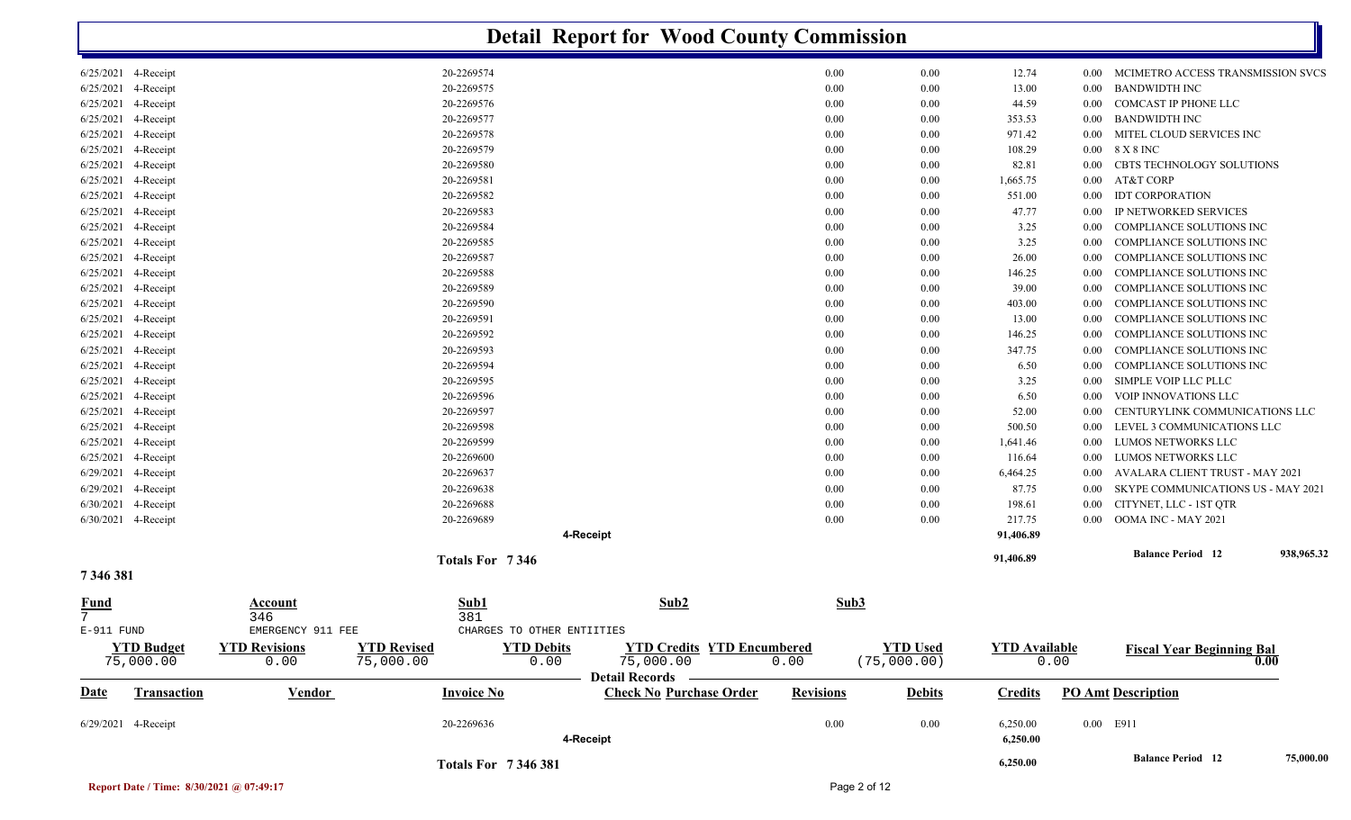# Detail Report for Wood County Commission

| Date | Transaction | Vendor | Invoice No | Check No | Purchase Order | Revisions | Debits | Credits | PO Amt | Description |
|---|---|---|---|---|---|---|---|---|---|---|
| 6/25/2021 | 4-Receipt | | 20-2269574 | | | 0.00 | 0.00 | 12.74 | 0.00 | MCIMETRO ACCESS TRANSMISSION SVCS |
| 6/25/2021 | 4-Receipt | | 20-2269575 | | | 0.00 | 0.00 | 13.00 | 0.00 | BANDWIDTH INC |
| 6/25/2021 | 4-Receipt | | 20-2269576 | | | 0.00 | 0.00 | 44.59 | 0.00 | COMCAST IP PHONE LLC |
| 6/25/2021 | 4-Receipt | | 20-2269577 | | | 0.00 | 0.00 | 353.53 | 0.00 | BANDWIDTH INC |
| 6/25/2021 | 4-Receipt | | 20-2269578 | | | 0.00 | 0.00 | 971.42 | 0.00 | MITEL CLOUD SERVICES INC |
| 6/25/2021 | 4-Receipt | | 20-2269579 | | | 0.00 | 0.00 | 108.29 | 0.00 | 8 X 8 INC |
| 6/25/2021 | 4-Receipt | | 20-2269580 | | | 0.00 | 0.00 | 82.81 | 0.00 | CBTS TECHNOLOGY SOLUTIONS |
| 6/25/2021 | 4-Receipt | | 20-2269581 | | | 0.00 | 0.00 | 1,665.75 | 0.00 | AT&T CORP |
| 6/25/2021 | 4-Receipt | | 20-2269582 | | | 0.00 | 0.00 | 551.00 | 0.00 | IDT CORPORATION |
| 6/25/2021 | 4-Receipt | | 20-2269583 | | | 0.00 | 0.00 | 47.77 | 0.00 | IP NETWORKED SERVICES |
| 6/25/2021 | 4-Receipt | | 20-2269584 | | | 0.00 | 0.00 | 3.25 | 0.00 | COMPLIANCE SOLUTIONS INC |
| 6/25/2021 | 4-Receipt | | 20-2269585 | | | 0.00 | 0.00 | 3.25 | 0.00 | COMPLIANCE SOLUTIONS INC |
| 6/25/2021 | 4-Receipt | | 20-2269587 | | | 0.00 | 0.00 | 26.00 | 0.00 | COMPLIANCE SOLUTIONS INC |
| 6/25/2021 | 4-Receipt | | 20-2269588 | | | 0.00 | 0.00 | 146.25 | 0.00 | COMPLIANCE SOLUTIONS INC |
| 6/25/2021 | 4-Receipt | | 20-2269589 | | | 0.00 | 0.00 | 39.00 | 0.00 | COMPLIANCE SOLUTIONS INC |
| 6/25/2021 | 4-Receipt | | 20-2269590 | | | 0.00 | 0.00 | 403.00 | 0.00 | COMPLIANCE SOLUTIONS INC |
| 6/25/2021 | 4-Receipt | | 20-2269591 | | | 0.00 | 0.00 | 13.00 | 0.00 | COMPLIANCE SOLUTIONS INC |
| 6/25/2021 | 4-Receipt | | 20-2269592 | | | 0.00 | 0.00 | 146.25 | 0.00 | COMPLIANCE SOLUTIONS INC |
| 6/25/2021 | 4-Receipt | | 20-2269593 | | | 0.00 | 0.00 | 347.75 | 0.00 | COMPLIANCE SOLUTIONS INC |
| 6/25/2021 | 4-Receipt | | 20-2269594 | | | 0.00 | 0.00 | 6.50 | 0.00 | COMPLIANCE SOLUTIONS INC |
| 6/25/2021 | 4-Receipt | | 20-2269595 | | | 0.00 | 0.00 | 3.25 | 0.00 | SIMPLE VOIP LLC PLLC |
| 6/25/2021 | 4-Receipt | | 20-2269596 | | | 0.00 | 0.00 | 6.50 | 0.00 | VOIP INNOVATIONS LLC |
| 6/25/2021 | 4-Receipt | | 20-2269597 | | | 0.00 | 0.00 | 52.00 | 0.00 | CENTURYLINK COMMUNICATIONS LLC |
| 6/25/2021 | 4-Receipt | | 20-2269598 | | | 0.00 | 0.00 | 500.50 | 0.00 | LEVEL 3 COMMUNICATIONS LLC |
| 6/25/2021 | 4-Receipt | | 20-2269599 | | | 0.00 | 0.00 | 1,641.46 | 0.00 | LUMOS NETWORKS LLC |
| 6/25/2021 | 4-Receipt | | 20-2269600 | | | 0.00 | 0.00 | 116.64 | 0.00 | LUMOS NETWORKS LLC |
| 6/29/2021 | 4-Receipt | | 20-2269637 | | | 0.00 | 0.00 | 6,464.25 | 0.00 | AVALARA CLIENT TRUST - MAY 2021 |
| 6/29/2021 | 4-Receipt | | 20-2269638 | | | 0.00 | 0.00 | 87.75 | 0.00 | SKYPE COMMUNICATIONS US - MAY 2021 |
| 6/30/2021 | 4-Receipt | | 20-2269688 | | | 0.00 | 0.00 | 198.61 | 0.00 | CITYNET, LLC - 1ST QTR |
| 6/30/2021 | 4-Receipt | | 20-2269689 | | | 0.00 | 0.00 | 217.75 | 0.00 | OOMA INC - MAY 2021 |
| | | | | 4-Receipt | | | | 91,406.89 | | |
| | | | Totals For 7 346 | | | | | 91,406.89 | | Balance Period 12 938,965.32 |

## 7 346 381

| Fund | Account | Sub1 | Sub2 | Sub3 |
|---|---|---|---|---|
| 7 | 346 | 381 | | |
| E-911 FUND | EMERGENCY 911 FEE | CHARGES TO OTHER ENTIITIES | | |

| YTD Budget | YTD Revisions | YTD Revised | YTD Debits | YTD Credits | YTD Encumbered | YTD Used | YTD Available | Fiscal Year Beginning Bal |
|---|---|---|---|---|---|---|---|---|
| 75,000.00 | 0.00 | 75,000.00 | 0.00 | 75,000.00 | 0.00 | (75,000.00) | 0.00 | 0.00 |

**Detail Records**

| Date | Transaction | Vendor | Invoice No | Check No | Purchase Order | Revisions | Debits | Credits | PO Amt | Description |
|---|---|---|---|---|---|---|---|---|---|---|
| 6/29/2021 | 4-Receipt | | 20-2269636 | | | 0.00 | 0.00 | 6,250.00 | 0.00 | E911 |
| | | | | 4-Receipt | | | | 6,250.00 | | |
| | | | Totals For 7 346 381 | | | | | 6,250.00 | | Balance Period 12 75,000.00 |

Report Date / Time: 8/30/2021 @ 07:49:17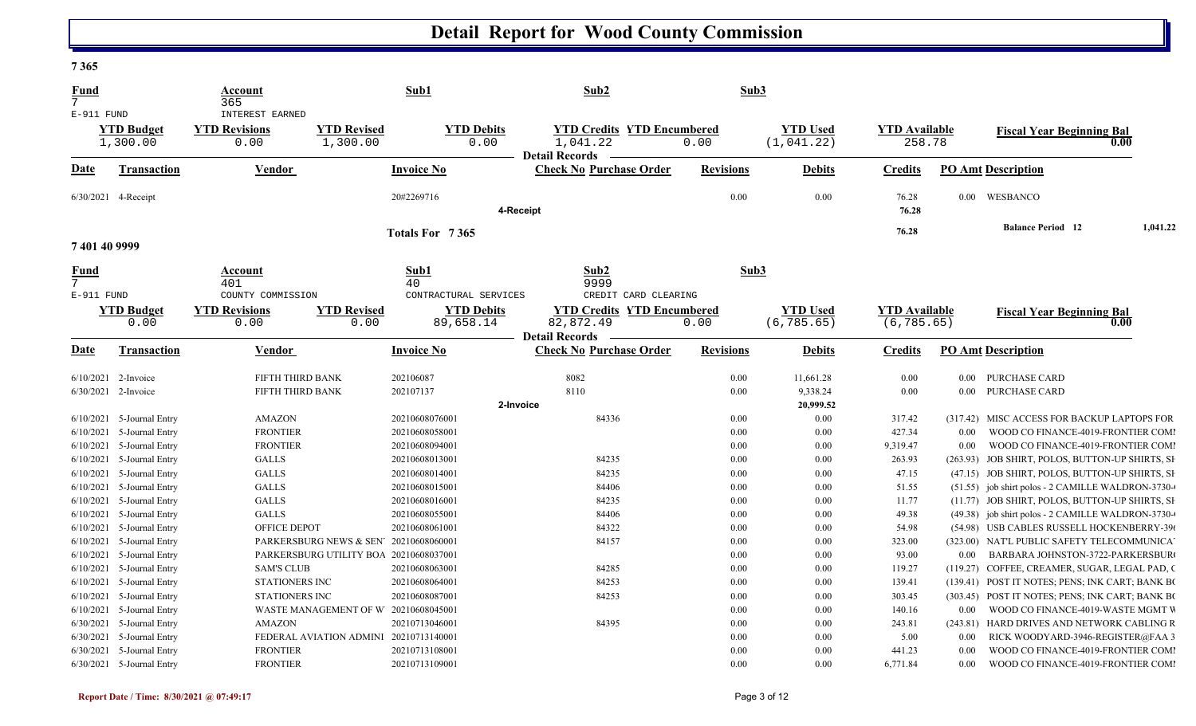# Detail Report for Wood County Commission

**7 365**

| Fund | Account | Sub1 | Sub2 | Sub3 |
|---|---|---|---|---|
| 7 | 365 | | | |
| E-911 FUND | INTEREST EARNED | | | |

| YTD Budget | YTD Revisions | YTD Revised | YTD Debits | YTD Credits | YTD Encumbered | YTD Used | YTD Available | Fiscal Year Beginning Bal |
|---|---|---|---|---|---|---|---|---|
| 1,300.00 | 0.00 | 1,300.00 | 0.00 | 1,041.22 | 0.00 | (1,041.22) | 258.78 | 0.00 |

**Detail Records**

| Date | Transaction | Vendor | Invoice No | Check No | Purchase Order | Revisions | Debits | Credits | PO Amt | Description |
|---|---|---|---|---|---|---|---|---|---|---|
| 6/30/2021 | 4-Receipt | | 20#2269716 | | | 0.00 | 0.00 | 76.28 | 0.00 | WESBANCO |
| | | | | 4-Receipt | | | | 76.28 | | |
| | | | Totals For 7 365 | | | | | 76.28 | | Balance Period 12 1,041.22 |

**7 401 40 9999**

| Fund | Account | Sub1 | Sub2 | Sub3 |
|---|---|---|---|---|
| 7 | 401 | 40 | 9999 | |
| E-911 FUND | COUNTY COMMISSION | CONTRACTURAL SERVICES | CREDIT CARD CLEARING | |

| YTD Budget | YTD Revisions | YTD Revised | YTD Debits | YTD Credits | YTD Encumbered | YTD Used | YTD Available | Fiscal Year Beginning Bal |
|---|---|---|---|---|---|---|---|---|
| 0.00 | 0.00 | 0.00 | 89,658.14 | 82,872.49 | 0.00 | (6,785.65) | (6,785.65) | 0.00 |

**Detail Records**

| Date | Transaction | Vendor | Invoice No | Check No | Purchase Order | Revisions | Debits | Credits | PO Amt | Description |
|---|---|---|---|---|---|---|---|---|---|---|
| 6/10/2021 | 2-Invoice | FIFTH THIRD BANK | 202106087 | 8082 | | 0.00 | 11,661.28 | 0.00 | 0.00 | PURCHASE CARD |
| 6/30/2021 | 2-Invoice | FIFTH THIRD BANK | 202107137 | 8110 | | 0.00 | 9,338.24 | 0.00 | 0.00 | PURCHASE CARD |
| | | | | 2-Invoice | | | 20,999.52 | | | |
| 6/10/2021 | 5-Journal Entry | AMAZON | 20210608076001 | | 84336 | 0.00 | 0.00 | 317.42 | (317.42) | MISC ACCESS FOR BACKUP LAPTOPS FOR |
| 6/10/2021 | 5-Journal Entry | FRONTIER | 20210608058001 | | | 0.00 | 0.00 | 427.34 | 0.00 | WOOD CO FINANCE-4019-FRONTIER COMI |
| 6/10/2021 | 5-Journal Entry | FRONTIER | 20210608094001 | | | 0.00 | 0.00 | 9,319.47 | 0.00 | WOOD CO FINANCE-4019-FRONTIER COMI |
| 6/10/2021 | 5-Journal Entry | GALLS | 20210608013001 | | 84235 | 0.00 | 0.00 | 263.93 | (263.93) | JOB SHIRT, POLOS, BUTTON-UP SHIRTS, SH |
| 6/10/2021 | 5-Journal Entry | GALLS | 20210608014001 | | 84235 | 0.00 | 0.00 | 47.15 | (47.15) | JOB SHIRT, POLOS, BUTTON-UP SHIRTS, SH |
| 6/10/2021 | 5-Journal Entry | GALLS | 20210608015001 | | 84406 | 0.00 | 0.00 | 51.55 | (51.55) | job shirt polos - 2 CAMILLE WALDRON-3730- |
| 6/10/2021 | 5-Journal Entry | GALLS | 20210608016001 | | 84235 | 0.00 | 0.00 | 11.77 | (11.77) | JOB SHIRT, POLOS, BUTTON-UP SHIRTS, SH |
| 6/10/2021 | 5-Journal Entry | GALLS | 20210608055001 | | 84406 | 0.00 | 0.00 | 49.38 | (49.38) | job shirt polos - 2 CAMILLE WALDRON-3730- |
| 6/10/2021 | 5-Journal Entry | OFFICE DEPOT | 20210608061001 | | 84322 | 0.00 | 0.00 | 54.98 | (54.98) | USB CABLES RUSSELL HOCKENBERRY-39 |
| 6/10/2021 | 5-Journal Entry | PARKERSBURG NEWS & SEN | 20210608060001 | | 84157 | 0.00 | 0.00 | 323.00 | (323.00) | NAT'L PUBLIC SAFETY TELECOMMUNICA |
| 6/10/2021 | 5-Journal Entry | PARKERSBURG UTILITY BOA | 20210608037001 | | | 0.00 | 0.00 | 93.00 | 0.00 | BARBARA JOHNSTON-3722-PARKERSBUR |
| 6/10/2021 | 5-Journal Entry | SAM'S CLUB | 20210608063001 | | 84285 | 0.00 | 0.00 | 119.27 | (119.27) | COFFEE, CREAMER, SUGAR, LEGAL PAD, C |
| 6/10/2021 | 5-Journal Entry | STATIONERS INC | 20210608064001 | | 84253 | 0.00 | 0.00 | 139.41 | (139.41) | POST IT NOTES; PENS; INK CART; BANK BC |
| 6/10/2021 | 5-Journal Entry | STATIONERS INC | 20210608087001 | | 84253 | 0.00 | 0.00 | 303.45 | (303.45) | POST IT NOTES; PENS; INK CART; BANK BC |
| 6/10/2021 | 5-Journal Entry | WASTE MANAGEMENT OF W | 20210608045001 | | | 0.00 | 0.00 | 140.16 | 0.00 | WOOD CO FINANCE-4019-WASTE MGMT W |
| 6/30/2021 | 5-Journal Entry | AMAZON | 20210713046001 | | 84395 | 0.00 | 0.00 | 243.81 | (243.81) | HARD DRIVES AND NETWORK CABLING R |
| 6/30/2021 | 5-Journal Entry | FEDERAL AVIATION ADMINI | 20210713140001 | | | 0.00 | 0.00 | 5.00 | 0.00 | RICK WOODYARD-3946-REGISTER@FAA 3 |
| 6/30/2021 | 5-Journal Entry | FRONTIER | 20210713108001 | | | 0.00 | 0.00 | 441.23 | 0.00 | WOOD CO FINANCE-4019-FRONTIER COMI |
| 6/30/2021 | 5-Journal Entry | FRONTIER | 20210713109001 | | | 0.00 | 0.00 | 6,771.84 | 0.00 | WOOD CO FINANCE-4019-FRONTIER COMI |

**Report Date / Time: 8/30/2021 @ 07:49:17**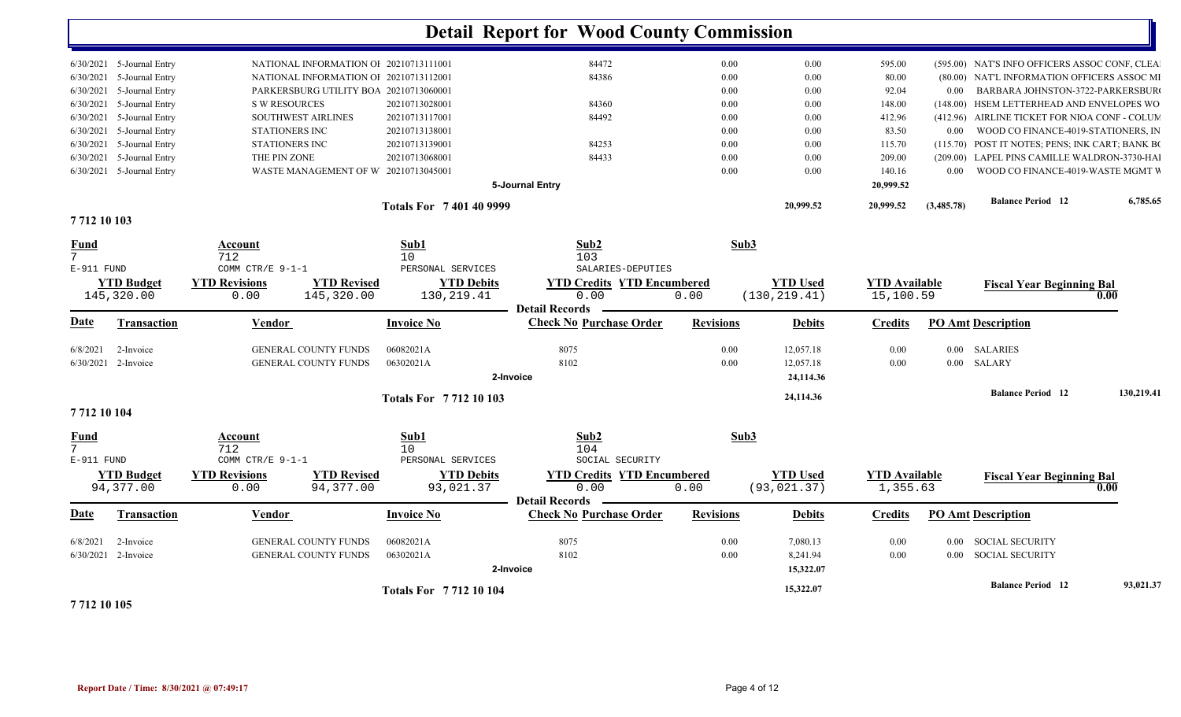# Detail Report for Wood County Commission

| Date | Transaction | Vendor | Invoice No | Check No | Revisions | Debits | Credits | PO Amt | Description |
|---|---|---|---|---|---|---|---|---|---|
| 6/30/2021 | 5-Journal Entry | NATIONAL INFORMATION OF | 20210713111001 | 84472 | 0.00 | 0.00 | 595.00 | (595.00) | NAT'S INFO OFFICERS ASSOC CONF, CLEA |
| 6/30/2021 | 5-Journal Entry | NATIONAL INFORMATION OF | 20210713112001 | 84386 | 0.00 | 0.00 | 80.00 | (80.00) | NAT'L INFORMATION OFFICERS ASSOC MI |
| 6/30/2021 | 5-Journal Entry | PARKERSBURG UTILITY BOA | 20210713060001 | | 0.00 | 0.00 | 92.04 | 0.00 | BARBARA JOHNSTON-3722-PARKERSBUR |
| 6/30/2021 | 5-Journal Entry | S W RESOURCES | 20210713028001 | 84360 | 0.00 | 0.00 | 148.00 | (148.00) | HSEM LETTERHEAD AND ENVELOPES WO |
| 6/30/2021 | 5-Journal Entry | SOUTHWEST AIRLINES | 20210713117001 | 84492 | 0.00 | 0.00 | 412.96 | (412.96) | AIRLINE TICKET FOR NIOA CONF - COLUM |
| 6/30/2021 | 5-Journal Entry | STATIONERS INC | 20210713138001 | | 0.00 | 0.00 | 83.50 | 0.00 | WOOD CO FINANCE-4019-STATIONERS, IN |
| 6/30/2021 | 5-Journal Entry | STATIONERS INC | 20210713139001 | 84253 | 0.00 | 0.00 | 115.70 | (115.70) | POST IT NOTES; PENS; INK CART; BANK B |
| 6/30/2021 | 5-Journal Entry | THE PIN ZONE | 20210713068001 | 84433 | 0.00 | 0.00 | 209.00 | (209.00) | LAPEL PINS CAMILLE WALDRON-3730-HA |
| 6/30/2021 | 5-Journal Entry | WASTE MANAGEMENT OF W | 20210713045001 | | 0.00 | 0.00 | 140.16 | 0.00 | WOOD CO FINANCE-4019-WASTE MGMT W |
| | | | | 5-Journal Entry | | | 20,999.52 | | |
| | | | Totals For 7 401 40 9999 | | | 20,999.52 | 20,999.52 | (3,485.78) | Balance Period 12 — 6,785.65 |

## 7 712 10 103

| Fund | Account | Sub1 | Sub2 | Sub3 |
|---|---|---|---|---|
| 7 | 712 | 10 | 103 | |
| E-911 FUND | COMM CTR/E 9-1-1 | PERSONAL SERVICES | SALARIES-DEPUTIES | |

| YTD Budget | YTD Revisions | YTD Revised | YTD Debits | YTD Credits | YTD Encumbered | YTD Used | YTD Available | Fiscal Year Beginning Bal |
|---|---|---|---|---|---|---|---|---|
| 145,320.00 | 0.00 | 145,320.00 | 130,219.41 | 0.00 | 0.00 | (130,219.41) | 15,100.59 | 0.00 |

**Detail Records**

| Date | Transaction | Vendor | Invoice No | Check No | Purchase Order | Revisions | Debits | Credits | PO Amt | Description |
|---|---|---|---|---|---|---|---|---|---|---|
| 6/8/2021 | 2-Invoice | GENERAL COUNTY FUNDS | 06082021A | 8075 | | 0.00 | 12,057.18 | 0.00 | 0.00 | SALARIES |
| 6/30/2021 | 2-Invoice | GENERAL COUNTY FUNDS | 06302021A | 8102 | | 0.00 | 12,057.18 | 0.00 | 0.00 | SALARY |
| | | | | 2-Invoice | | | 24,114.36 | | | |
| | | | Totals For 7 712 10 103 | | | | 24,114.36 | | | Balance Period 12 — 130,219.41 |

## 7 712 10 104

| Fund | Account | Sub1 | Sub2 | Sub3 |
|---|---|---|---|---|
| 7 | 712 | 10 | 104 | |
| E-911 FUND | COMM CTR/E 9-1-1 | PERSONAL SERVICES | SOCIAL SECURITY | |

| YTD Budget | YTD Revisions | YTD Revised | YTD Debits | YTD Credits | YTD Encumbered | YTD Used | YTD Available | Fiscal Year Beginning Bal |
|---|---|---|---|---|---|---|---|---|
| 94,377.00 | 0.00 | 94,377.00 | 93,021.37 | 0.00 | 0.00 | (93,021.37) | 1,355.63 | 0.00 |

**Detail Records**

| Date | Transaction | Vendor | Invoice No | Check No | Purchase Order | Revisions | Debits | Credits | PO Amt | Description |
|---|---|---|---|---|---|---|---|---|---|---|
| 6/8/2021 | 2-Invoice | GENERAL COUNTY FUNDS | 06082021A | 8075 | | 0.00 | 7,080.13 | 0.00 | 0.00 | SOCIAL SECURITY |
| 6/30/2021 | 2-Invoice | GENERAL COUNTY FUNDS | 06302021A | 8102 | | 0.00 | 8,241.94 | 0.00 | 0.00 | SOCIAL SECURITY |
| | | | | 2-Invoice | | | 15,322.07 | | | |
| | | | Totals For 7 712 10 104 | | | | 15,322.07 | | | Balance Period 12 — 93,021.37 |

## 7 712 10 105

Report Date / Time: 8/30/2021 @ 07:49:17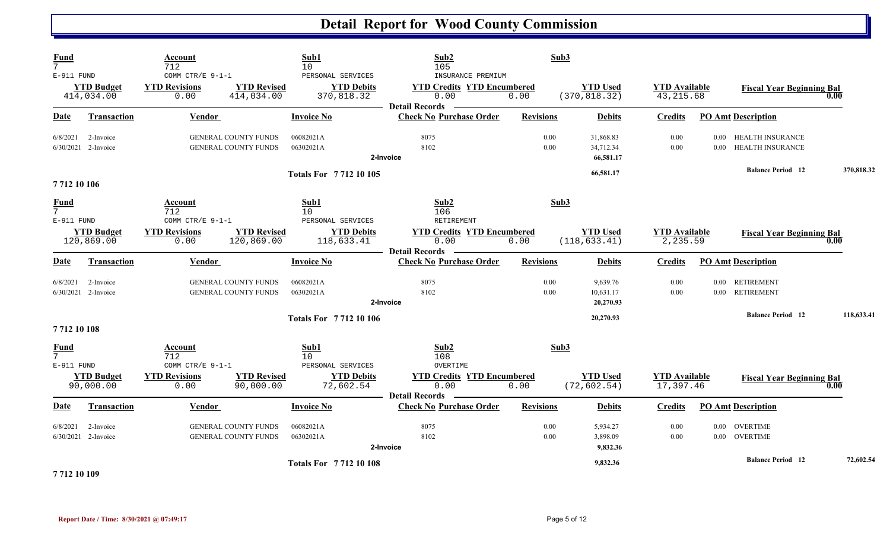# Detail Report for Wood County Commission

| Fund | Account | Sub1 | Sub2 | Sub3 |
|---|---|---|---|---|
| 7 | 712 | 10 | 105 | |
| E-911 FUND | COMM CTR/E 9-1-1 | PERSONAL SERVICES | INSURANCE PREMIUM | |

| YTD Budget | YTD Revisions | YTD Revised | YTD Debits | YTD Credits | YTD Encumbered | YTD Used | YTD Available | Fiscal Year Beginning Bal |
|---|---|---|---|---|---|---|---|---|
| 414,034.00 | 0.00 | 414,034.00 | 370,818.32 | 0.00 | 0.00 | (370,818.32) | 43,215.68 | 0.00 |

**Detail Records**

| Date | Transaction | Vendor | Invoice No | Check No | Purchase Order | Revisions | Debits | Credits | PO Amt | Description |
|---|---|---|---|---|---|---|---|---|---|---|
| 6/8/2021 | 2-Invoice | GENERAL COUNTY FUNDS | 06082021A | 8075 | | 0.00 | 31,868.83 | 0.00 | 0.00 | HEALTH INSURANCE |
| 6/30/2021 | 2-Invoice | GENERAL COUNTY FUNDS | 06302021A | 8102 | | 0.00 | 34,712.34 | 0.00 | 0.00 | HEALTH INSURANCE |
| | | | | 2-Invoice | | | 66,581.17 | | | |
| | | | Totals For 7 712 10 105 | | | | 66,581.17 | | | Balance Period 12 — 370,818.32 |

## 7 712 10 106

| Fund | Account | Sub1 | Sub2 | Sub3 |
|---|---|---|---|---|
| 7 | 712 | 10 | 106 | |
| E-911 FUND | COMM CTR/E 9-1-1 | PERSONAL SERVICES | RETIREMENT | |

| YTD Budget | YTD Revisions | YTD Revised | YTD Debits | YTD Credits | YTD Encumbered | YTD Used | YTD Available | Fiscal Year Beginning Bal |
|---|---|---|---|---|---|---|---|---|
| 120,869.00 | 0.00 | 120,869.00 | 118,633.41 | 0.00 | 0.00 | (118,633.41) | 2,235.59 | 0.00 |

**Detail Records**

| Date | Transaction | Vendor | Invoice No | Check No | Purchase Order | Revisions | Debits | Credits | PO Amt | Description |
|---|---|---|---|---|---|---|---|---|---|---|
| 6/8/2021 | 2-Invoice | GENERAL COUNTY FUNDS | 06082021A | 8075 | | 0.00 | 9,639.76 | 0.00 | 0.00 | RETIREMENT |
| 6/30/2021 | 2-Invoice | GENERAL COUNTY FUNDS | 06302021A | 8102 | | 0.00 | 10,631.17 | 0.00 | 0.00 | RETIREMENT |
| | | | | 2-Invoice | | | 20,270.93 | | | |
| | | | Totals For 7 712 10 106 | | | | 20,270.93 | | | Balance Period 12 — 118,633.41 |

## 7 712 10 108

| Fund | Account | Sub1 | Sub2 | Sub3 |
|---|---|---|---|---|
| 7 | 712 | 10 | 108 | |
| E-911 FUND | COMM CTR/E 9-1-1 | PERSONAL SERVICES | OVERTIME | |

| YTD Budget | YTD Revisions | YTD Revised | YTD Debits | YTD Credits | YTD Encumbered | YTD Used | YTD Available | Fiscal Year Beginning Bal |
|---|---|---|---|---|---|---|---|---|
| 90,000.00 | 0.00 | 90,000.00 | 72,602.54 | 0.00 | 0.00 | (72,602.54) | 17,397.46 | 0.00 |

**Detail Records**

| Date | Transaction | Vendor | Invoice No | Check No | Purchase Order | Revisions | Debits | Credits | PO Amt | Description |
|---|---|---|---|---|---|---|---|---|---|---|
| 6/8/2021 | 2-Invoice | GENERAL COUNTY FUNDS | 06082021A | 8075 | | 0.00 | 5,934.27 | 0.00 | 0.00 | OVERTIME |
| 6/30/2021 | 2-Invoice | GENERAL COUNTY FUNDS | 06302021A | 8102 | | 0.00 | 3,898.09 | 0.00 | 0.00 | OVERTIME |
| | | | | 2-Invoice | | | 9,832.36 | | | |
| | | | Totals For 7 712 10 108 | | | | 9,832.36 | | | Balance Period 12 — 72,602.54 |

## 7 712 10 109

Report Date / Time: 8/30/2021 @ 07:49:17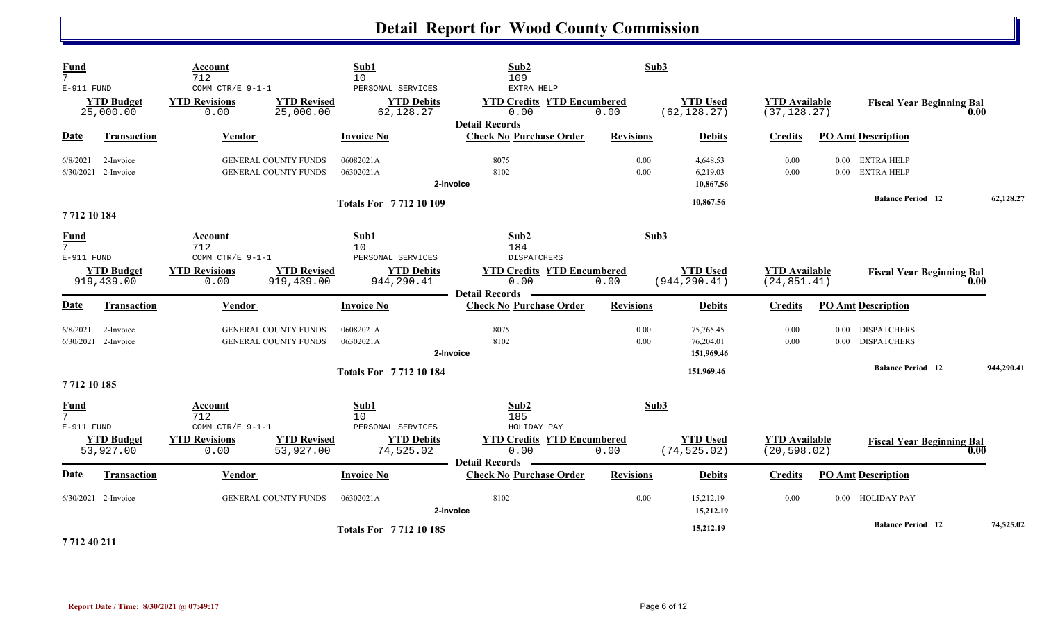# Detail Report for Wood County Commission

| Fund | Account | Sub1 | Sub2 | Sub3 |
|---|---|---|---|---|
| 7 | 712 | 10 | 109 | |
| E-911 FUND | COMM CTR/E 9-1-1 | PERSONAL SERVICES | EXTRA HELP | |

| YTD Budget | YTD Revisions | YTD Revised | YTD Debits | YTD Credits | YTD Encumbered | YTD Used | YTD Available | Fiscal Year Beginning Bal |
|---|---|---|---|---|---|---|---|---|
| 25,000.00 | 0.00 | 25,000.00 | 62,128.27 | 0.00 | 0.00 | (62,128.27) | (37,128.27) | 0.00 |

Detail Records

| Date | Transaction | Vendor | Invoice No | Check No | Purchase Order | Revisions | Debits | Credits | PO Amt | Description |
|---|---|---|---|---|---|---|---|---|---|---|
| 6/8/2021 | 2-Invoice | GENERAL COUNTY FUNDS | 06082021A | 8075 | | 0.00 | 4,648.53 | 0.00 | 0.00 | EXTRA HELP |
| 6/30/2021 | 2-Invoice | GENERAL COUNTY FUNDS | 06302021A | 8102 | | 0.00 | 6,219.03 | 0.00 | 0.00 | EXTRA HELP |
| | | | | 2-Invoice | | | 10,867.56 | | | |
| | | | Totals For 7 712 10 109 | | | | 10,867.56 | | | Balance Period 12 62,128.27 |

7 712 10 184

| Fund | Account | Sub1 | Sub2 | Sub3 |
|---|---|---|---|---|
| 7 | 712 | 10 | 184 | |
| E-911 FUND | COMM CTR/E 9-1-1 | PERSONAL SERVICES | DISPATCHERS | |

| YTD Budget | YTD Revisions | YTD Revised | YTD Debits | YTD Credits | YTD Encumbered | YTD Used | YTD Available | Fiscal Year Beginning Bal |
|---|---|---|---|---|---|---|---|---|
| 919,439.00 | 0.00 | 919,439.00 | 944,290.41 | 0.00 | 0.00 | (944,290.41) | (24,851.41) | 0.00 |

Detail Records

| Date | Transaction | Vendor | Invoice No | Check No | Purchase Order | Revisions | Debits | Credits | PO Amt | Description |
|---|---|---|---|---|---|---|---|---|---|---|
| 6/8/2021 | 2-Invoice | GENERAL COUNTY FUNDS | 06082021A | 8075 | | 0.00 | 75,765.45 | 0.00 | 0.00 | DISPATCHERS |
| 6/30/2021 | 2-Invoice | GENERAL COUNTY FUNDS | 06302021A | 8102 | | 0.00 | 76,204.01 | 0.00 | 0.00 | DISPATCHERS |
| | | | | 2-Invoice | | | 151,969.46 | | | |
| | | | Totals For 7 712 10 184 | | | | 151,969.46 | | | Balance Period 12 944,290.41 |

7 712 10 185

| Fund | Account | Sub1 | Sub2 | Sub3 |
|---|---|---|---|---|
| 7 | 712 | 10 | 185 | |
| E-911 FUND | COMM CTR/E 9-1-1 | PERSONAL SERVICES | HOLIDAY PAY | |

| YTD Budget | YTD Revisions | YTD Revised | YTD Debits | YTD Credits | YTD Encumbered | YTD Used | YTD Available | Fiscal Year Beginning Bal |
|---|---|---|---|---|---|---|---|---|
| 53,927.00 | 0.00 | 53,927.00 | 74,525.02 | 0.00 | 0.00 | (74,525.02) | (20,598.02) | 0.00 |

Detail Records

| Date | Transaction | Vendor | Invoice No | Check No | Purchase Order | Revisions | Debits | Credits | PO Amt | Description |
|---|---|---|---|---|---|---|---|---|---|---|
| 6/30/2021 | 2-Invoice | GENERAL COUNTY FUNDS | 06302021A | 8102 | | 0.00 | 15,212.19 | 0.00 | 0.00 | HOLIDAY PAY |
| | | | | 2-Invoice | | | 15,212.19 | | | |
| | | | Totals For 7 712 10 185 | | | | 15,212.19 | | | Balance Period 12 74,525.02 |

7 712 40 211

Report Date / Time: 8/30/2021 @ 07:49:17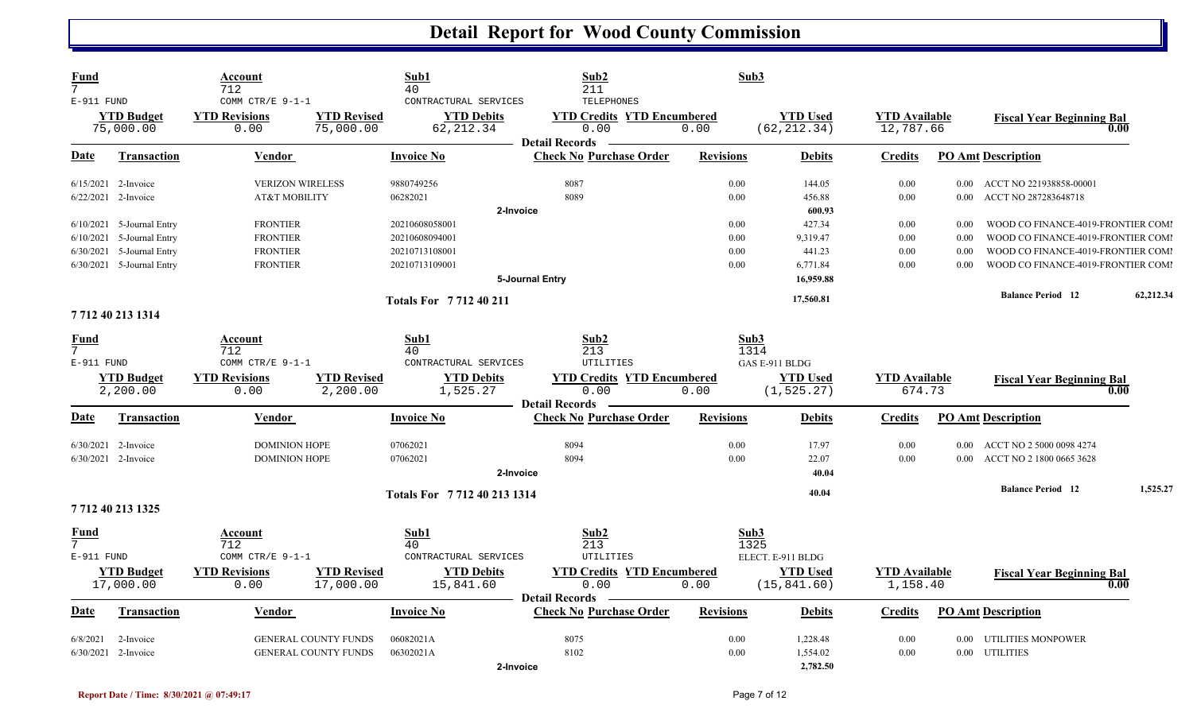# Detail Report for Wood County Commission

| Fund | Account | | Sub1 | Sub2 | | Sub3 | | |
|---|---|---|---|---|---|---|---|---|
| 7 | 712 | | 40 | 211 | | | | |
| E-911 FUND | COMM CTR/E 9-1-1 | | CONTRACTURAL SERVICES | TELEPHONES | | | | |
| **YTD Budget** | **YTD Revisions** | **YTD Revised** | **YTD Debits** | **YTD Credits** | **YTD Encumbered** | **YTD Used** | **YTD Available** | **Fiscal Year Beginning Bal** |
| 75,000.00 | 0.00 | 75,000.00 | 62,212.34 | 0.00 | 0.00 | (62,212.34) | 12,787.66 | 0.00 |

**Detail Records**

| Date | Transaction | Vendor | Invoice No | Check No | Purchase Order | Revisions | Debits | Credits | PO Amt | Description |
|---|---|---|---|---|---|---|---|---|---|---|
| 6/15/2021 | 2-Invoice | VERIZON WIRELESS | 9880749256 | 8087 | | 0.00 | 144.05 | 0.00 | 0.00 | ACCT NO 221938858-00001 |
| 6/22/2021 | 2-Invoice | AT&T MOBILITY | 06282021 | 8089 | | 0.00 | 456.88 | 0.00 | 0.00 | ACCT NO 287283648718 |
| | | | | 2-Invoice | | | 600.93 | | | |
| 6/10/2021 | 5-Journal Entry | FRONTIER | 20210608058001 | | | 0.00 | 427.34 | 0.00 | 0.00 | WOOD CO FINANCE-4019-FRONTIER COMI |
| 6/10/2021 | 5-Journal Entry | FRONTIER | 20210608094001 | | | 0.00 | 9,319.47 | 0.00 | 0.00 | WOOD CO FINANCE-4019-FRONTIER COMI |
| 6/30/2021 | 5-Journal Entry | FRONTIER | 20210713108001 | | | 0.00 | 441.23 | 0.00 | 0.00 | WOOD CO FINANCE-4019-FRONTIER COMI |
| 6/30/2021 | 5-Journal Entry | FRONTIER | 20210713109001 | | | 0.00 | 6,771.84 | 0.00 | 0.00 | WOOD CO FINANCE-4019-FRONTIER COMI |
| | | | | 5-Journal Entry | | | 16,959.88 | | | |
| | | | **Totals For 7 712 40 211** | | | | 17,560.81 | | | Balance Period 12 62,212.34 |

## 7 712 40 213 1314

| Fund | Account | | Sub1 | Sub2 | | Sub3 | | |
|---|---|---|---|---|---|---|---|---|
| 7 | 712 | | 40 | 213 | | 1314 | | |
| E-911 FUND | COMM CTR/E 9-1-1 | | CONTRACTURAL SERVICES | UTILITIES | | GAS E-911 BLDG | | |
| **YTD Budget** | **YTD Revisions** | **YTD Revised** | **YTD Debits** | **YTD Credits** | **YTD Encumbered** | **YTD Used** | **YTD Available** | **Fiscal Year Beginning Bal** |
| 2,200.00 | 0.00 | 2,200.00 | 1,525.27 | 0.00 | 0.00 | (1,525.27) | 674.73 | 0.00 |

**Detail Records**

| Date | Transaction | Vendor | Invoice No | Check No | Purchase Order | Revisions | Debits | Credits | PO Amt | Description |
|---|---|---|---|---|---|---|---|---|---|---|
| 6/30/2021 | 2-Invoice | DOMINION HOPE | 07062021 | 8094 | | 0.00 | 17.97 | 0.00 | 0.00 | ACCT NO 2 5000 0098 4274 |
| 6/30/2021 | 2-Invoice | DOMINION HOPE | 07062021 | 8094 | | 0.00 | 22.07 | 0.00 | 0.00 | ACCT NO 2 1800 0665 3628 |
| | | | | 2-Invoice | | | 40.04 | | | |
| | | | **Totals For 7 712 40 213 1314** | | | | 40.04 | | | Balance Period 12 1,525.27 |

## 7 712 40 213 1325

| Fund | Account | | Sub1 | Sub2 | | Sub3 | | |
|---|---|---|---|---|---|---|---|---|
| 7 | 712 | | 40 | 213 | | 1325 | | |
| E-911 FUND | COMM CTR/E 9-1-1 | | CONTRACTURAL SERVICES | UTILITIES | | ELECT. E-911 BLDG | | |
| **YTD Budget** | **YTD Revisions** | **YTD Revised** | **YTD Debits** | **YTD Credits** | **YTD Encumbered** | **YTD Used** | **YTD Available** | **Fiscal Year Beginning Bal** |
| 17,000.00 | 0.00 | 17,000.00 | 15,841.60 | 0.00 | 0.00 | (15,841.60) | 1,158.40 | 0.00 |

**Detail Records**

| Date | Transaction | Vendor | Invoice No | Check No | Purchase Order | Revisions | Debits | Credits | PO Amt | Description |
|---|---|---|---|---|---|---|---|---|---|---|
| 6/8/2021 | 2-Invoice | GENERAL COUNTY FUNDS | 06082021A | 8075 | | 0.00 | 1,228.48 | 0.00 | 0.00 | UTILITIES MONPOWER |
| 6/30/2021 | 2-Invoice | GENERAL COUNTY FUNDS | 06302021A | 8102 | | 0.00 | 1,554.02 | 0.00 | 0.00 | UTILITIES |
| | | | | 2-Invoice | | | 2,782.50 | | | |

Report Date / Time: 8/30/2021 @ 07:49:17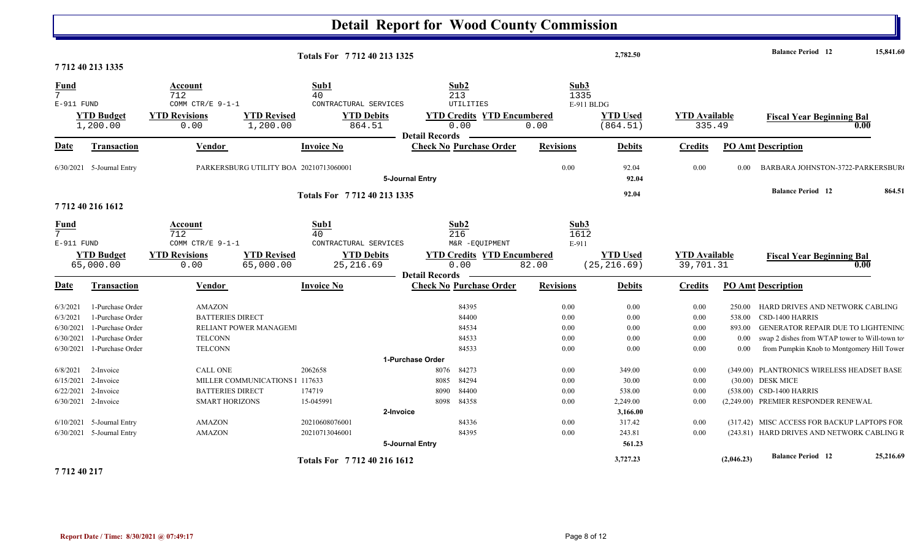# Detail Report for Wood County Commission

| | | | |
|---|---|---|---|
| Totals For 7 712 40 213 1325 | 2,782.50 | Balance Period 12 | 15,841.60 |

## 7 712 40 213 1335

| Fund | Account | Sub1 | Sub2 | Sub3 |
|---|---|---|---|---|
| 7 | 712 | 40 | 213 | 1335 |
| E-911 FUND | COMM CTR/E 9-1-1 | CONTRACTURAL SERVICES | UTILITIES | E-911 BLDG |

| YTD Budget | YTD Revisions | YTD Revised | YTD Debits | YTD Credits | YTD Encumbered | YTD Used | YTD Available | Fiscal Year Beginning Bal |
|---|---|---|---|---|---|---|---|---|
| 1,200.00 | 0.00 | 1,200.00 | 864.51 | 0.00 | 0.00 | (864.51) | 335.49 | 0.00 |

**Detail Records**

| Date | Transaction | Vendor | Invoice No | Check No | Purchase Order | Revisions | Debits | Credits | PO Amt | Description |
|---|---|---|---|---|---|---|---|---|---|---|
| 6/30/2021 | 5-Journal Entry | PARKERSBURG UTILITY BOA | 20210713060001 | | | 0.00 | 92.04 | 0.00 | 0.00 | BARBARA JOHNSTON-3722-PARKERSBUR |
| | | | | 5-Journal Entry | | | 92.04 | | | |
| | | | Totals For 7 712 40 213 1335 | | | | 92.04 | | | Balance Period 12 864.51 |

## 7 712 40 216 1612

| Fund | Account | Sub1 | Sub2 | Sub3 |
|---|---|---|---|---|
| 7 | 712 | 40 | 216 | 1612 |
| E-911 FUND | COMM CTR/E 9-1-1 | CONTRACTURAL SERVICES | M&R -EQUIPMENT | E-911 |

| YTD Budget | YTD Revisions | YTD Revised | YTD Debits | YTD Credits | YTD Encumbered | YTD Used | YTD Available | Fiscal Year Beginning Bal |
|---|---|---|---|---|---|---|---|---|
| 65,000.00 | 0.00 | 65,000.00 | 25,216.69 | 0.00 | 82.00 | (25,216.69) | 39,701.31 | 0.00 |

**Detail Records**

| Date | Transaction | Vendor | Invoice No | Check No | Purchase Order | Revisions | Debits | Credits | PO Amt | Description |
|---|---|---|---|---|---|---|---|---|---|---|
| 6/3/2021 | 1-Purchase Order | AMAZON | | | 84395 | 0.00 | 0.00 | 0.00 | 250.00 | HARD DRIVES AND NETWORK CABLING |
| 6/3/2021 | 1-Purchase Order | BATTERIES DIRECT | | | 84400 | 0.00 | 0.00 | 0.00 | 538.00 | C8D-1400 HARRIS |
| 6/30/2021 | 1-Purchase Order | RELIANT POWER MANAGEMI | | | 84534 | 0.00 | 0.00 | 0.00 | 893.00 | GENERATOR REPAIR DUE TO LIGHTENINC |
| 6/30/2021 | 1-Purchase Order | TELCONN | | | 84533 | 0.00 | 0.00 | 0.00 | 0.00 | swap 2 dishes from WTAP tower to Will-town to |
| 6/30/2021 | 1-Purchase Order | TELCONN | | | 84533 | 0.00 | 0.00 | 0.00 | 0.00 | from Pumpkin Knob to Montgomery Hill Tower |
| | | | | 1-Purchase Order | | | | | | |
| 6/8/2021 | 2-Invoice | CALL ONE | 2062658 | 8076 | 84273 | 0.00 | 349.00 | 0.00 | (349.00) | PLANTRONICS WIRELESS HEADSET BASE |
| 6/15/2021 | 2-Invoice | MILLER COMMUNICATIONS I | 117633 | 8085 | 84294 | 0.00 | 30.00 | 0.00 | (30.00) | DESK MICE |
| 6/22/2021 | 2-Invoice | BATTERIES DIRECT | 174719 | 8090 | 84400 | 0.00 | 538.00 | 0.00 | (538.00) | C8D-1400 HARRIS |
| 6/30/2021 | 2-Invoice | SMART HORIZONS | 15-045991 | 8098 | 84358 | 0.00 | 2,249.00 | 0.00 | (2,249.00) | PREMIER RESPONDER RENEWAL |
| | | | | 2-Invoice | | | 3,166.00 | | | |
| 6/10/2021 | 5-Journal Entry | AMAZON | 20210608076001 | | 84336 | 0.00 | 317.42 | 0.00 | (317.42) | MISC ACCESS FOR BACKUP LAPTOPS FOR |
| 6/30/2021 | 5-Journal Entry | AMAZON | 20210713046001 | | 84395 | 0.00 | 243.81 | 0.00 | (243.81) | HARD DRIVES AND NETWORK CABLING R |
| | | | | 5-Journal Entry | | | 561.23 | | | |
| | | | Totals For 7 712 40 216 1612 | | | | 3,727.23 | | (2,046.23) | Balance Period 12 25,216.69 |

## 7 712 40 217

Report Date / Time: 8/30/2021 @ 07:49:17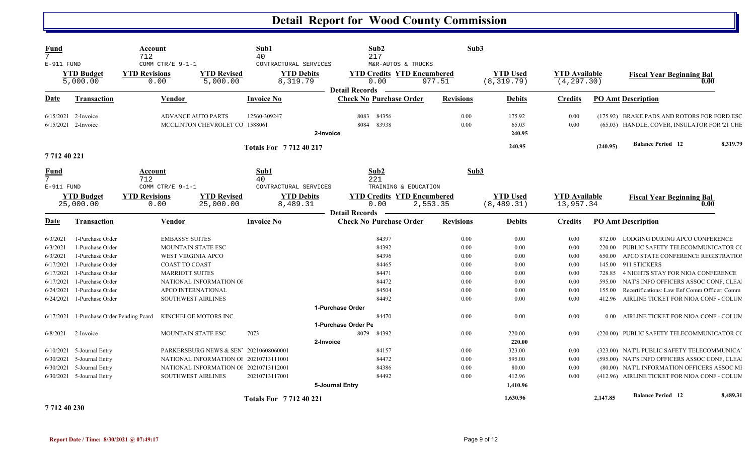# Detail Report for Wood County Commission

| Fund | Account | Sub1 | Sub2 | Sub3 | | | |
|---|---|---|---|---|---|---|---|
| 7 | 712 | 40 | 217 | | | | |
| E-911 FUND | COMM CTR/E 9-1-1 | CONTRACTURAL SERVICES | M&R-AUTOS & TRUCKS | | | | |

| YTD Budget | YTD Revisions | YTD Revised | YTD Debits | YTD Credits | YTD Encumbered | YTD Used | YTD Available | Fiscal Year Beginning Bal |
|---|---|---|---|---|---|---|---|---|
| 5,000.00 | 0.00 | 5,000.00 | 8,319.79 | 0.00 | 977.51 | (8,319.79) | (4,297.30) | 0.00 |

**Detail Records**

| Date | Transaction | Vendor | Invoice No | Check No | Purchase Order | Revisions | Debits | Credits | PO Amt | Description |
|---|---|---|---|---|---|---|---|---|---|---|
| 6/15/2021 | 2-Invoice | ADVANCE AUTO PARTS | 12560-309247 | 8083 | 84356 | 0.00 | 175.92 | 0.00 | (175.92) | BRAKE PADS AND ROTORS FOR FORD ESC |
| 6/15/2021 | 2-Invoice | MCCLINTON CHEVROLET CO | 1588061 | 8084 | 83938 | 0.00 | 65.03 | 0.00 | (65.03) | HANDLE, COVER, INSULATOR FOR '21 CHE |
| | | | 2-Invoice | | | | 240.95 | | | |
| | | | Totals For 7 712 40 217 | | | | 240.95 | | (240.95) | Balance Period 12 8,319.79 |

**7 712 40 221**

| Fund | Account | Sub1 | Sub2 | Sub3 | | | |
|---|---|---|---|---|---|---|---|
| 7 | 712 | 40 | 221 | | | | |
| E-911 FUND | COMM CTR/E 9-1-1 | CONTRACTURAL SERVICES | TRAINING & EDUCATION | | | | |

| YTD Budget | YTD Revisions | YTD Revised | YTD Debits | YTD Credits | YTD Encumbered | YTD Used | YTD Available | Fiscal Year Beginning Bal |
|---|---|---|---|---|---|---|---|---|
| 25,000.00 | 0.00 | 25,000.00 | 8,489.31 | 0.00 | 2,553.35 | (8,489.31) | 13,957.34 | 0.00 |

**Detail Records**

| Date | Transaction | Vendor | Invoice No | Check No | Purchase Order | Revisions | Debits | Credits | PO Amt | Description |
|---|---|---|---|---|---|---|---|---|---|---|
| 6/3/2021 | 1-Purchase Order | EMBASSY SUITES | | | 84397 | 0.00 | 0.00 | 0.00 | 872.00 | LODGING DURING APCO CONFERENCE |
| 6/3/2021 | 1-Purchase Order | MOUNTAIN STATE ESC | | | 84392 | 0.00 | 0.00 | 0.00 | 220.00 | PUBLIC SAFETY TELECOMMUNICATOR CO |
| 6/3/2021 | 1-Purchase Order | WEST VIRGINIA APCO | | | 84396 | 0.00 | 0.00 | 0.00 | 650.00 | APCO STATE CONFERENCE REGISTRATION |
| 6/17/2021 | 1-Purchase Order | COAST TO COAST | | | 84465 | 0.00 | 0.00 | 0.00 | 145.00 | 911 STICKERS |
| 6/17/2021 | 1-Purchase Order | MARRIOTT SUITES | | | 84471 | 0.00 | 0.00 | 0.00 | 728.85 | 4 NIGHTS STAY FOR NIOA CONFERENCE |
| 6/17/2021 | 1-Purchase Order | NATIONAL INFORMATION OF | | | 84472 | 0.00 | 0.00 | 0.00 | 595.00 | NAT'S INFO OFFICERS ASSOC CONF, CLEA |
| 6/24/2021 | 1-Purchase Order | APCO INTERNATIONAL | | | 84504 | 0.00 | 0.00 | 0.00 | 155.00 | Recertifications: Law Enf Comm Officer; Comm |
| 6/24/2021 | 1-Purchase Order | SOUTHWEST AIRLINES | | | 84492 | 0.00 | 0.00 | 0.00 | 412.96 | AIRLINE TICKET FOR NIOA CONF - COLUM |
| | | | 1-Purchase Order | | | | | | | |
| 6/17/2021 | 1-Purchase Order Pending Pcard | KINCHELOE MOTORS INC. | | | 84470 | 0.00 | 0.00 | 0.00 | 0.00 | AIRLINE TICKET FOR NIOA CONF - COLUM |
| | | | 1-Purchase Order Pe | | | | | | | |
| 6/8/2021 | 2-Invoice | MOUNTAIN STATE ESC | 7073 | 8079 | 84392 | 0.00 | 220.00 | 0.00 | (220.00) | PUBLIC SAFETY TELECOMMUNICATOR CO |
| | | | 2-Invoice | | | | 220.00 | | | |
| 6/10/2021 | 5-Journal Entry | PARKERSBURG NEWS & SEN | 20210608060001 | | 84157 | 0.00 | 323.00 | 0.00 | (323.00) | NAT'L PUBLIC SAFETY TELECOMMUNICA |
| 6/30/2021 | 5-Journal Entry | NATIONAL INFORMATION OF | 20210713111001 | | 84472 | 0.00 | 595.00 | 0.00 | (595.00) | NAT'S INFO OFFICERS ASSOC CONF, CLEA |
| 6/30/2021 | 5-Journal Entry | NATIONAL INFORMATION OF | 20210713112001 | | 84386 | 0.00 | 80.00 | 0.00 | (80.00) | NAT'L INFORMATION OFFICERS ASSOC MI |
| 6/30/2021 | 5-Journal Entry | SOUTHWEST AIRLINES | 20210713117001 | | 84492 | 0.00 | 412.96 | 0.00 | (412.96) | AIRLINE TICKET FOR NIOA CONF - COLUM |
| | | | 5-Journal Entry | | | | 1,410.96 | | | |
| | | | Totals For 7 712 40 221 | | | | 1,630.96 | | 2,147.85 | Balance Period 12 8,489.31 |

**7 712 40 230**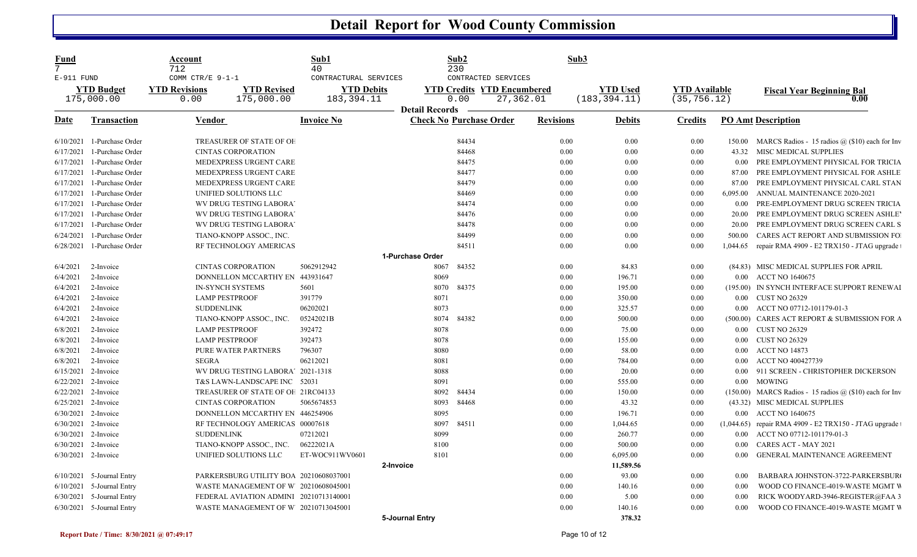# Detail Report for Wood County Commission

| Fund | Account | Sub1 | Sub2 | Sub3 |
|---|---|---|---|---|
| 7 | 712 | 40 | 230 | |
| E-911 FUND | COMM CTR/E 9-1-1 | CONTRACTURAL SERVICES | CONTRACTED SERVICES | |

| YTD Budget | YTD Revisions | YTD Revised | YTD Debits | YTD Credits | YTD Encumbered | YTD Used | YTD Available | Fiscal Year Beginning Bal |
|---|---|---|---|---|---|---|---|---|
| 175,000.00 | 0.00 | 175,000.00 | 183,394.11 | 0.00 | 27,362.01 | (183,394.11) | (35,756.12) | 0.00 |

**Detail Records**

| Date | Transaction | Vendor | Invoice No | Check No | Purchase Order | Revisions | Debits | Credits | PO Amt | Description |
|---|---|---|---|---|---|---|---|---|---|---|
| 6/10/2021 | 1-Purchase Order | TREASURER OF STATE OF OH | | | 84434 | 0.00 | 0.00 | 0.00 | 150.00 | MARCS Radios - 15 radios @ ($10) each for Inv |
| 6/17/2021 | 1-Purchase Order | CINTAS CORPORATION | | | 84468 | 0.00 | 0.00 | 0.00 | 43.32 | MISC MEDICAL SUPPLIES |
| 6/17/2021 | 1-Purchase Order | MEDEXPRESS URGENT CARE | | | 84475 | 0.00 | 0.00 | 0.00 | 0.00 | PRE EMPLOYMENT PHYSICAL FOR TRICIA |
| 6/17/2021 | 1-Purchase Order | MEDEXPRESS URGENT CARE | | | 84477 | 0.00 | 0.00 | 0.00 | 87.00 | PRE EMPLOYMENT PHYSICAL FOR ASHLE |
| 6/17/2021 | 1-Purchase Order | MEDEXPRESS URGENT CARE | | | 84479 | 0.00 | 0.00 | 0.00 | 87.00 | PRE EMPLOYMENT PHYSICAL CARL STAN |
| 6/17/2021 | 1-Purchase Order | UNIFIED SOLUTIONS LLC | | | 84469 | 0.00 | 0.00 | 0.00 | 6,095.00 | ANNUAL MAINTENANCE 2020-2021 |
| 6/17/2021 | 1-Purchase Order | WV DRUG TESTING LABORA' | | | 84474 | 0.00 | 0.00 | 0.00 | 0.00 | PRE-EMPLOYMENT DRUG SCREEN TRICIA |
| 6/17/2021 | 1-Purchase Order | WV DRUG TESTING LABORA' | | | 84476 | 0.00 | 0.00 | 0.00 | 20.00 | PRE EMPLOYMENT DRUG SCREEN ASHLE' |
| 6/17/2021 | 1-Purchase Order | WV DRUG TESTING LABORA' | | | 84478 | 0.00 | 0.00 | 0.00 | 20.00 | PRE EMPLOYMENT DRUG SCREEN CARL S |
| 6/24/2021 | 1-Purchase Order | TIANO-KNOPP ASSOC., INC. | | | 84499 | 0.00 | 0.00 | 0.00 | 500.00 | CARES ACT REPORT AND SUBMISSION FO |
| 6/28/2021 | 1-Purchase Order | RF TECHNOLOGY AMERICAS | | | 84511 | 0.00 | 0.00 | 0.00 | 1,044.65 | repair RMA 4909 - E2 TRX150 - JTAG upgrade |
| | | | | 1-Purchase Order | | | | | | |
| 6/4/2021 | 2-Invoice | CINTAS CORPORATION | 5062912942 | 8067 | 84352 | 0.00 | 84.83 | 0.00 | (84.83) | MISC MEDICAL SUPPLIES FOR APRIL |
| 6/4/2021 | 2-Invoice | DONNELLON MCCARTHY EN | 443931647 | 8069 | | 0.00 | 196.71 | 0.00 | 0.00 | ACCT NO 1640675 |
| 6/4/2021 | 2-Invoice | IN-SYNCH SYSTEMS | 5601 | 8070 | 84375 | 0.00 | 195.00 | 0.00 | (195.00) | IN SYNCH INTERFACE SUPPORT RENEWAL |
| 6/4/2021 | 2-Invoice | LAMP PESTPROOF | 391779 | 8071 | | 0.00 | 350.00 | 0.00 | 0.00 | CUST NO 26329 |
| 6/4/2021 | 2-Invoice | SUDDENLINK | 06202021 | 8073 | | 0.00 | 325.57 | 0.00 | 0.00 | ACCT NO 07712-101179-01-3 |
| 6/4/2021 | 2-Invoice | TIANO-KNOPP ASSOC., INC. | 05242021B | 8074 | 84382 | 0.00 | 500.00 | 0.00 | (500.00) | CARES ACT REPORT & SUBMISSION FOR A |
| 6/8/2021 | 2-Invoice | LAMP PESTPROOF | 392472 | 8078 | | 0.00 | 75.00 | 0.00 | 0.00 | CUST NO 26329 |
| 6/8/2021 | 2-Invoice | LAMP PESTPROOF | 392473 | 8078 | | 0.00 | 155.00 | 0.00 | 0.00 | CUST NO 26329 |
| 6/8/2021 | 2-Invoice | PURE WATER PARTNERS | 796307 | 8080 | | 0.00 | 58.00 | 0.00 | 0.00 | ACCT NO 14873 |
| 6/8/2021 | 2-Invoice | SEGRA | 06212021 | 8081 | | 0.00 | 784.00 | 0.00 | 0.00 | ACCT NO 400427739 |
| 6/15/2021 | 2-Invoice | WV DRUG TESTING LABORA' | 2021-1318 | 8088 | | 0.00 | 20.00 | 0.00 | 0.00 | 911 SCREEN - CHRISTOPHER DICKERSON |
| 6/22/2021 | 2-Invoice | T&S LAWN-LANDSCAPE INC | 52031 | 8091 | | 0.00 | 555.00 | 0.00 | 0.00 | MOWING |
| 6/22/2021 | 2-Invoice | TREASURER OF STATE OF OH | 21RC04133 | 8092 | 84434 | 0.00 | 150.00 | 0.00 | (150.00) | MARCS Radios - 15 radios @ ($10) each for Inv |
| 6/25/2021 | 2-Invoice | CINTAS CORPORATION | 5065674853 | 8093 | 84468 | 0.00 | 43.32 | 0.00 | (43.32) | MISC MEDICAL SUPPLIES |
| 6/30/2021 | 2-Invoice | DONNELLON MCCARTHY EN | 446254906 | 8095 | | 0.00 | 196.71 | 0.00 | 0.00 | ACCT NO 1640675 |
| 6/30/2021 | 2-Invoice | RF TECHNOLOGY AMERICAS | 00007618 | 8097 | 84511 | 0.00 | 1,044.65 | 0.00 | (1,044.65) | repair RMA 4909 - E2 TRX150 - JTAG upgrade |
| 6/30/2021 | 2-Invoice | SUDDENLINK | 07212021 | 8099 | | 0.00 | 260.77 | 0.00 | 0.00 | ACCT NO 07712-101179-01-3 |
| 6/30/2021 | 2-Invoice | TIANO-KNOPP ASSOC., INC. | 06222021A | 8100 | | 0.00 | 500.00 | 0.00 | 0.00 | CARES ACT - MAY 2021 |
| 6/30/2021 | 2-Invoice | UNIFIED SOLUTIONS LLC | ET-WOC911WV0601 | 8101 | | 0.00 | 6,095.00 | 0.00 | 0.00 | GENERAL MAINTENANCE AGREEMENT |
| | | | | 2-Invoice | | | 11,589.56 | | | |
| 6/10/2021 | 5-Journal Entry | PARKERSBURG UTILITY BOA | 20210608037001 | | | 0.00 | 93.00 | 0.00 | 0.00 | BARBARA JOHNSTON-3722-PARKERSBUR |
| 6/10/2021 | 5-Journal Entry | WASTE MANAGEMENT OF W' | 20210608045001 | | | 0.00 | 140.16 | 0.00 | 0.00 | WOOD CO FINANCE-4019-WASTE MGMT W |
| 6/30/2021 | 5-Journal Entry | FEDERAL AVIATION ADMINI | 20210713140001 | | | 0.00 | 5.00 | 0.00 | 0.00 | RICK WOODYARD-3946-REGISTER@FAA 3 |
| 6/30/2021 | 5-Journal Entry | WASTE MANAGEMENT OF W' | 20210713045001 | | | 0.00 | 140.16 | 0.00 | 0.00 | WOOD CO FINANCE-4019-WASTE MGMT W |
| | | | | 5-Journal Entry | | | 378.32 | | | |

Report Date / Time: 8/30/2021 @ 07:49:17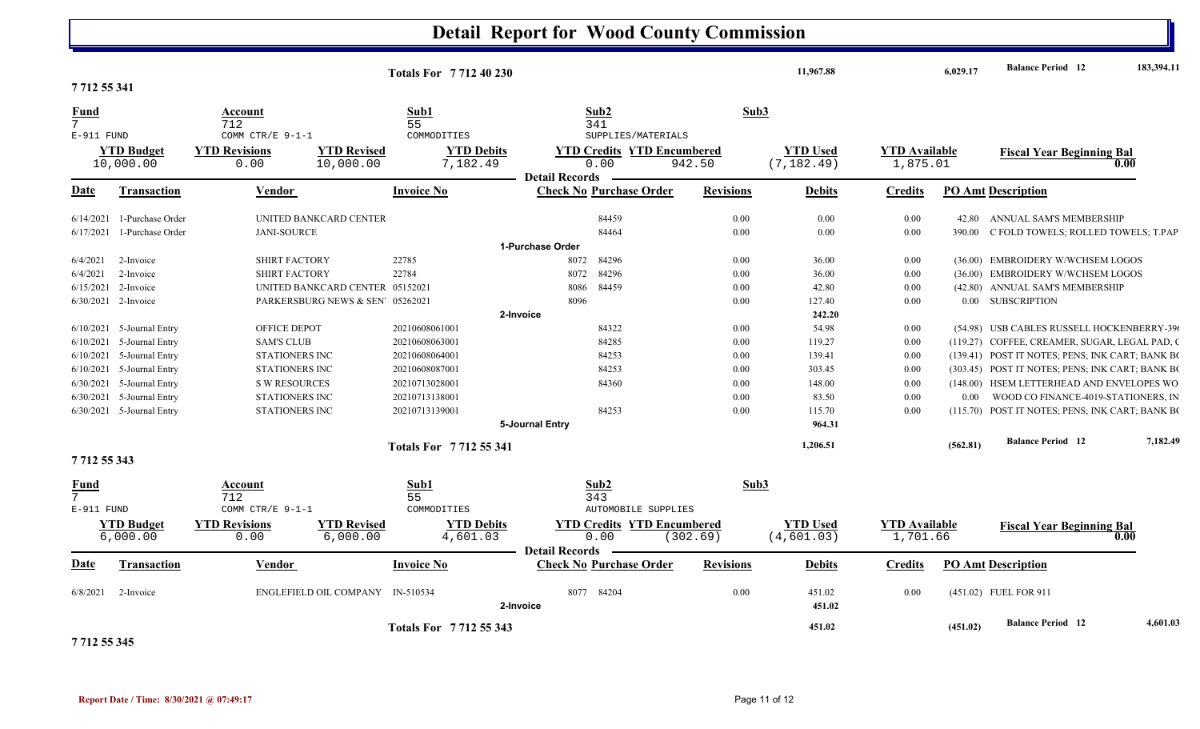# Detail Report for Wood County Commission

| | | | | |
|---|---|---|---|---|
| **Totals For 7 712 40 230** | 11,967.88 | 6,029.17 | **Balance Period 12** | 183,394.11 |

## 7 712 55 341

| Fund | Account | Sub1 | Sub2 | Sub3 |
|---|---|---|---|---|
| 7 | 712 | 55 | 341 | |
| E-911 FUND | COMM CTR/E 9-1-1 | COMMODITIES | SUPPLIES/MATERIALS | |

| YTD Budget | YTD Revisions | YTD Revised | YTD Debits | YTD Credits | YTD Encumbered | YTD Used | YTD Available | Fiscal Year Beginning Bal |
|---|---|---|---|---|---|---|---|---|
| 10,000.00 | 0.00 | 10,000.00 | 7,182.49 | 0.00 | 942.50 | (7,182.49) | 1,875.01 | 0.00 |

**Detail Records**

| Date | Transaction | Vendor | Invoice No | Check No | Purchase Order | Revisions | Debits | Credits | PO Amt | Description |
|---|---|---|---|---|---|---|---|---|---|---|
| 6/14/2021 | 1-Purchase Order | UNITED BANKCARD CENTER | | | 84459 | 0.00 | 0.00 | 0.00 | 42.80 | ANNUAL SAM'S MEMBERSHIP |
| 6/17/2021 | 1-Purchase Order | JANI-SOURCE | | | 84464 | 0.00 | 0.00 | 0.00 | 390.00 | C FOLD TOWELS; ROLLED TOWELS; T.PAP |
| | **1-Purchase Order** | | | | | | | | | |
| 6/4/2021 | 2-Invoice | SHIRT FACTORY | 22785 | 8072 | 84296 | 0.00 | 36.00 | 0.00 | (36.00) | EMBROIDERY W/WCHSEM LOGOS |
| 6/4/2021 | 2-Invoice | SHIRT FACTORY | 22784 | 8072 | 84296 | 0.00 | 36.00 | 0.00 | (36.00) | EMBROIDERY W/WCHSEM LOGOS |
| 6/15/2021 | 2-Invoice | UNITED BANKCARD CENTER | 05152021 | 8086 | 84459 | 0.00 | 42.80 | 0.00 | (42.80) | ANNUAL SAM'S MEMBERSHIP |
| 6/30/2021 | 2-Invoice | PARKERSBURG NEWS & SEN' | 05262021 | 8096 | | 0.00 | 127.40 | 0.00 | 0.00 | SUBSCRIPTION |
| | **2-Invoice** | | | | | | 242.20 | | | |
| 6/10/2021 | 5-Journal Entry | OFFICE DEPOT | 20210608061001 | | 84322 | 0.00 | 54.98 | 0.00 | (54.98) | USB CABLES RUSSELL HOCKENBERRY-396 |
| 6/10/2021 | 5-Journal Entry | SAM'S CLUB | 20210608063001 | | 84285 | 0.00 | 119.27 | 0.00 | (119.27) | COFFEE, CREAMER, SUGAR, LEGAL PAD, C |
| 6/10/2021 | 5-Journal Entry | STATIONERS INC | 20210608064001 | | 84253 | 0.00 | 139.41 | 0.00 | (139.41) | POST IT NOTES; PENS; INK CART; BANK BC |
| 6/10/2021 | 5-Journal Entry | STATIONERS INC | 20210608087001 | | 84253 | 0.00 | 303.45 | 0.00 | (303.45) | POST IT NOTES; PENS; INK CART; BANK BC |
| 6/30/2021 | 5-Journal Entry | S W RESOURCES | 20210713028001 | | 84360 | 0.00 | 148.00 | 0.00 | (148.00) | HSEM LETTERHEAD AND ENVELOPES WO |
| 6/30/2021 | 5-Journal Entry | STATIONERS INC | 20210713138001 | | | 0.00 | 83.50 | 0.00 | 0.00 | WOOD CO FINANCE-4019-STATIONERS, IN |
| 6/30/2021 | 5-Journal Entry | STATIONERS INC | 20210713139001 | | 84253 | 0.00 | 115.70 | 0.00 | (115.70) | POST IT NOTES; PENS; INK CART; BANK BC |
| | **5-Journal Entry** | | | | | | 964.31 | | | |

| | | | | |
|---|---|---|---|---|
| **Totals For 7 712 55 341** | 1,206.51 | (562.81) | **Balance Period 12** | 7,182.49 |

## 7 712 55 343

| Fund | Account | Sub1 | Sub2 | Sub3 |
|---|---|---|---|---|
| 7 | 712 | 55 | 343 | |
| E-911 FUND | COMM CTR/E 9-1-1 | COMMODITIES | AUTOMOBILE SUPPLIES | |

| YTD Budget | YTD Revisions | YTD Revised | YTD Debits | YTD Credits | YTD Encumbered | YTD Used | YTD Available | Fiscal Year Beginning Bal |
|---|---|---|---|---|---|---|---|---|
| 6,000.00 | 0.00 | 6,000.00 | 4,601.03 | 0.00 | (302.69) | (4,601.03) | 1,701.66 | 0.00 |

**Detail Records**

| Date | Transaction | Vendor | Invoice No | Check No | Purchase Order | Revisions | Debits | Credits | PO Amt | Description |
|---|---|---|---|---|---|---|---|---|---|---|
| 6/8/2021 | 2-Invoice | ENGLEFIELD OIL COMPANY | IN-510534 | 8077 | 84204 | 0.00 | 451.02 | 0.00 | (451.02) | FUEL FOR 911 |
| | **2-Invoice** | | | | | | 451.02 | | | |

| | | | | |
|---|---|---|---|---|
| **Totals For 7 712 55 343** | 451.02 | (451.02) | **Balance Period 12** | 4,601.03 |

## 7 712 55 345

Report Date / Time: 8/30/2021 @ 07:49:17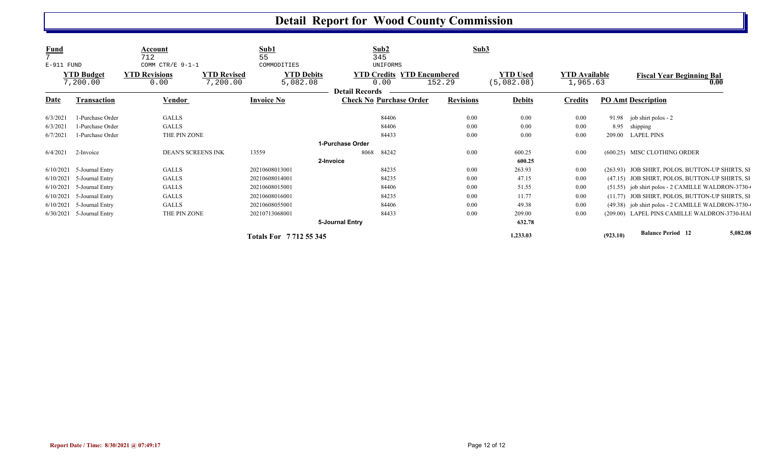# Detail Report for Wood County Commission

| Fund | Account | Sub1 | Sub2 | Sub3 |
|---|---|---|---|---|
| 7 | 712 | 55 | 345 | |
| E-911 FUND | COMM CTR/E 9-1-1 | COMMODITIES | UNIFORMS | |

| YTD Budget | YTD Revisions | YTD Revised | YTD Debits | YTD Credits | YTD Encumbered | YTD Used | YTD Available | Fiscal Year Beginning Bal |
|---|---|---|---|---|---|---|---|---|
| 7,200.00 | 0.00 | 7,200.00 | 5,082.08 | 0.00 | 152.29 | (5,082.08) | 1,965.63 | 0.00 |

**Detail Records**

| Date | Transaction | Vendor | Invoice No | Check No | Purchase Order | Revisions | Debits | Credits | PO Amt | Description |
|---|---|---|---|---|---|---|---|---|---|---|
| 6/3/2021 | 1-Purchase Order | GALLS | | | 84406 | 0.00 | 0.00 | 0.00 | 91.98 | job shirt polos - 2 |
| 6/3/2021 | 1-Purchase Order | GALLS | | | 84406 | 0.00 | 0.00 | 0.00 | 8.95 | shipping |
| 6/7/2021 | 1-Purchase Order | THE PIN ZONE | | | 84433 | 0.00 | 0.00 | 0.00 | 209.00 | LAPEL PINS |
| | | | | **1-Purchase Order** | | | | | | |
| 6/4/2021 | 2-Invoice | DEAN'S SCREENS INK | 13559 | 8068 | 84242 | 0.00 | 600.25 | 0.00 | (600.25) | MISC CLOTHING ORDER |
| | | | | **2-Invoice** | | | **600.25** | | | |
| 6/10/2021 | 5-Journal Entry | GALLS | 20210608013001 | | 84235 | 0.00 | 263.93 | 0.00 | (263.93) | JOB SHIRT, POLOS, BUTTON-UP SHIRTS, SH |
| 6/10/2021 | 5-Journal Entry | GALLS | 20210608014001 | | 84235 | 0.00 | 47.15 | 0.00 | (47.15) | JOB SHIRT, POLOS, BUTTON-UP SHIRTS, SH |
| 6/10/2021 | 5-Journal Entry | GALLS | 20210608015001 | | 84406 | 0.00 | 51.55 | 0.00 | (51.55) | job shirt polos - 2 CAMILLE WALDRON-3730- |
| 6/10/2021 | 5-Journal Entry | GALLS | 20210608016001 | | 84235 | 0.00 | 11.77 | 0.00 | (11.77) | JOB SHIRT, POLOS, BUTTON-UP SHIRTS, SH |
| 6/10/2021 | 5-Journal Entry | GALLS | 20210608055001 | | 84406 | 0.00 | 49.38 | 0.00 | (49.38) | job shirt polos - 2 CAMILLE WALDRON-3730- |
| 6/30/2021 | 5-Journal Entry | THE PIN ZONE | 20210713068001 | | 84433 | 0.00 | 209.00 | 0.00 | (209.00) | LAPEL PINS CAMILLE WALDRON-3730-HAI |
| | | | | **5-Journal Entry** | | | **632.78** | | | |
| | | | **Totals For 7 712 55 345** | | | | **1,233.03** | | **(923.10)** | **Balance Period 12** 5,082.08 |

**Report Date / Time: 8/30/2021 @ 07:49:17**